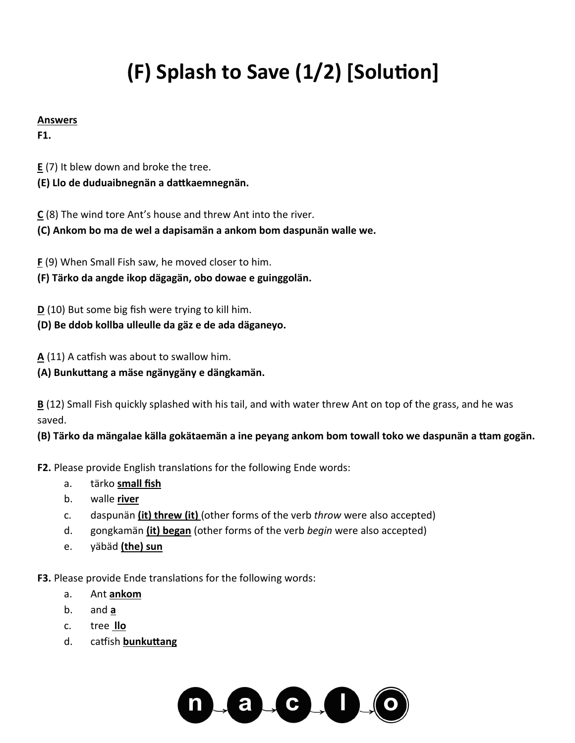# (F) Splash to Save (1/2) [Solution]

**Answers**

**F1.**

**E** (7) It blew down and broke the tree.
**(E) Llo de duduaibnegnän a dattkaemnegnän.**

**C** (8) The wind tore Ant's house and threw Ant into the river.
**(C) Ankom bo ma de wel a dapisamän a ankom bom daspunän walle we.**

**F** (9) When Small Fish saw, he moved closer to him.
**(F) Tärko da angde ikop dägagän, obo dowae e guinggolän.**

**D** (10) But some big fish were trying to kill him.
**(D) Be ddob kollba ulleulle da gäz e de ada däganeyo.**

**A** (11) A catfish was about to swallow him.
**(A) Bunkuttang a mäse ngänygäny e dängkamän.**

**B** (12) Small Fish quickly splashed with his tail, and with water threw Ant on top of the grass, and he was saved.
**(B) Tärko da mängalae källa gokätaemän a ine peyang ankom bom towall toko we daspunän a ttam gogän.**

**F2.** Please provide English translations for the following Ende words:

a. tärko **small fish**
b. walle **river**
c. daspunän **(it) threw (it)** (other forms of the verb *throw* were also accepted)
d. gongkamän **(it) began** (other forms of the verb *begin* were also accepted)
e. yäbäd **(the) sun**

**F3.** Please provide Ende translations for the following words:

a. Ant **ankom**
b. and **a**
c. tree **llo**
d. catfish **bunkuttang**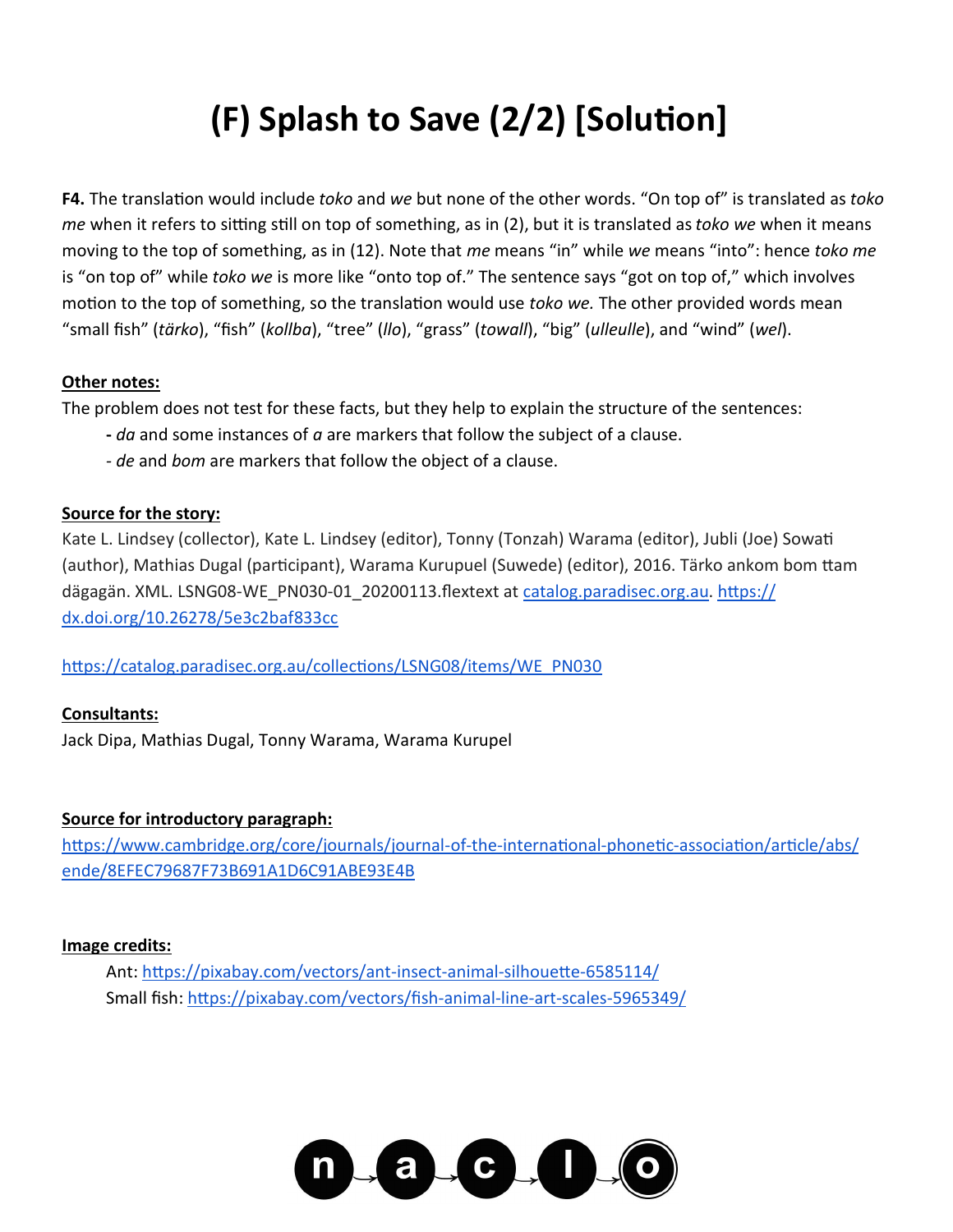# (F) Splash to Save (2/2) [Solution]

**F4.** The translation would include *toko* and *we* but none of the other words. "On top of" is translated as *toko me* when it refers to sitting still on top of something, as in (2), but it is translated as *toko we* when it means moving to the top of something, as in (12). Note that *me* means "in" while *we* means "into": hence *toko me* is "on top of" while *toko we* is more like "onto top of." The sentence says "got on top of," which involves motion to the top of something, so the translation would use *toko we.* The other provided words mean "small fish" (*tärko*), "fish" (*kollba*), "tree" (*llo*), "grass" (*towall*), "big" (*ulleulle*), and "wind" (*wel*).

**Other notes:**

The problem does not test for these facts, but they help to explain the structure of the sentences:

- *da* and some instances of *a* are markers that follow the subject of a clause.
- *de* and *bom* are markers that follow the object of a clause.

**Source for the story:**

Kate L. Lindsey (collector), Kate L. Lindsey (editor), Tonny (Tonzah) Warama (editor), Jubli (Joe) Sowati (author), Mathias Dugal (participant), Warama Kurupuel (Suwede) (editor), 2016. Tärko ankom bom ttam dägagän. XML. LSNG08-WE_PN030-01_20200113.flextext at catalog.paradisec.org.au. https://dx.doi.org/10.26278/5e3c2baf833cc

https://catalog.paradisec.org.au/collections/LSNG08/items/WE_PN030

**Consultants:**

Jack Dipa, Mathias Dugal, Tonny Warama, Warama Kurupel

**Source for introductory paragraph:**

https://www.cambridge.org/core/journals/journal-of-the-international-phonetic-association/article/abs/ende/8EFEC79687F73B691A1D6C91ABE93E4B

**Image credits:**

Ant: https://pixabay.com/vectors/ant-insect-animal-silhouette-6585114/

Small fish: https://pixabay.com/vectors/fish-animal-line-art-scales-5965349/